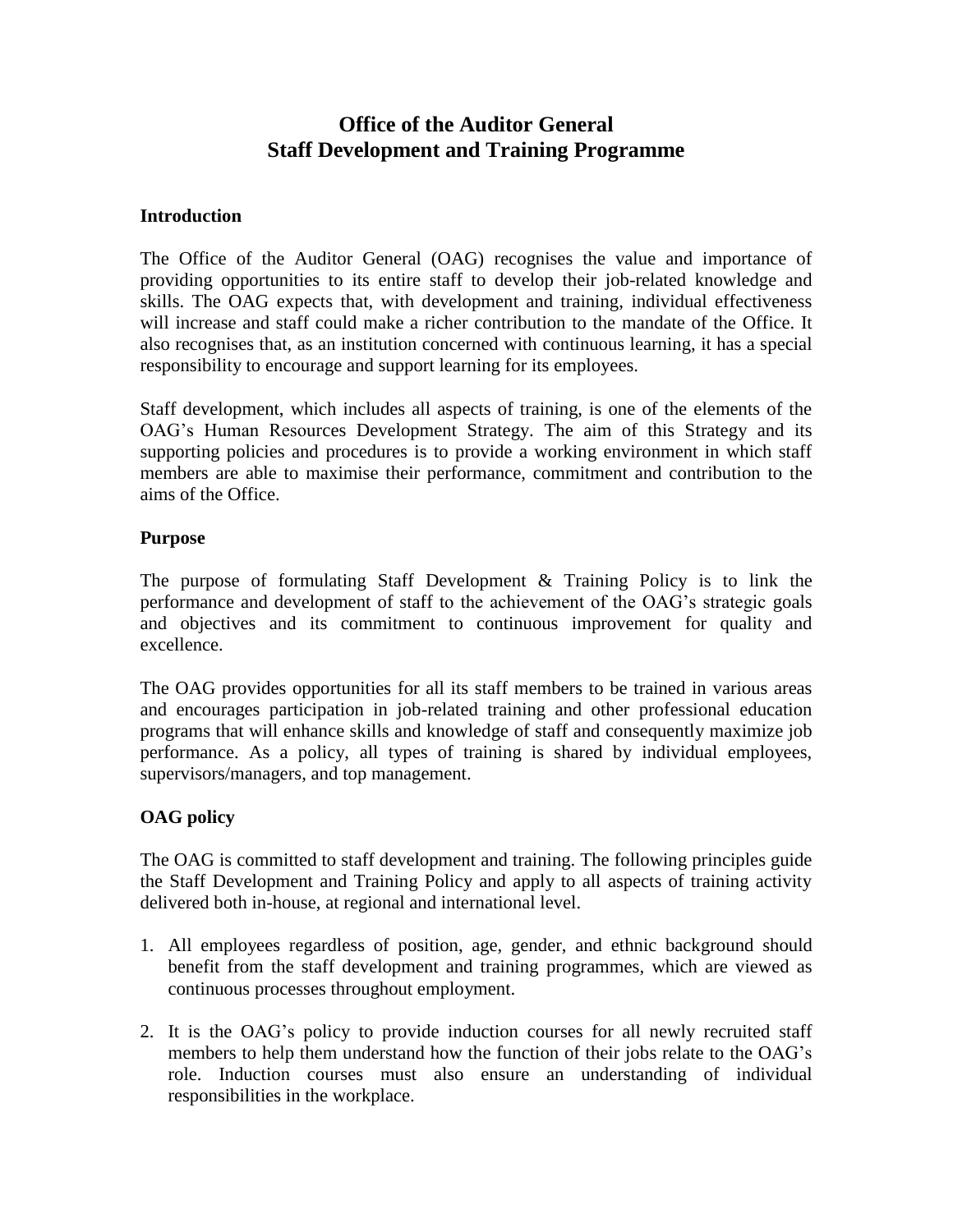# Office of the Auditor General
# Staff Development and Training Programme

### Introduction

The Office of the Auditor General (OAG) recognises the value and importance of providing opportunities to its entire staff to develop their job-related knowledge and skills. The OAG expects that, with development and training, individual effectiveness will increase and staff could make a richer contribution to the mandate of the Office. It also recognises that, as an institution concerned with continuous learning, it has a special responsibility to encourage and support learning for its employees.

Staff development, which includes all aspects of training, is one of the elements of the OAG's Human Resources Development Strategy. The aim of this Strategy and its supporting policies and procedures is to provide a working environment in which staff members are able to maximise their performance, commitment and contribution to the aims of the Office.

### Purpose

The purpose of formulating Staff Development & Training Policy is to link the performance and development of staff to the achievement of the OAG's strategic goals and objectives and its commitment to continuous improvement for quality and excellence.

The OAG provides opportunities for all its staff members to be trained in various areas and encourages participation in job-related training and other professional education programs that will enhance skills and knowledge of staff and consequently maximize job performance. As a policy, all types of training is shared by individual employees, supervisors/managers, and top management.

### OAG policy

The OAG is committed to staff development and training. The following principles guide the Staff Development and Training Policy and apply to all aspects of training activity delivered both in-house, at regional and international level.

1. All employees regardless of position, age, gender, and ethnic background should benefit from the staff development and training programmes, which are viewed as continuous processes throughout employment.

2. It is the OAG's policy to provide induction courses for all newly recruited staff members to help them understand how the function of their jobs relate to the OAG's role. Induction courses must also ensure an understanding of individual responsibilities in the workplace.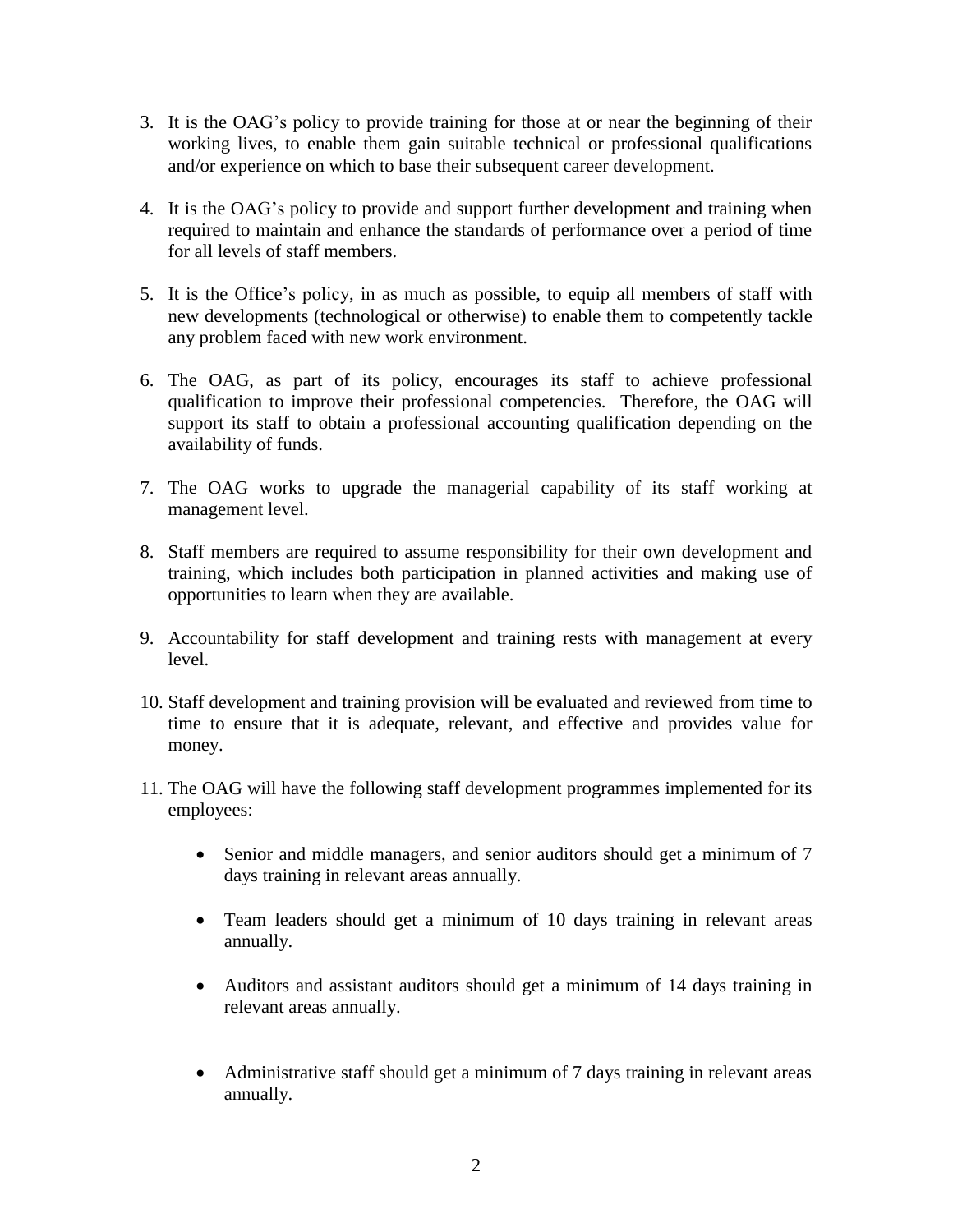3. It is the OAG's policy to provide training for those at or near the beginning of their working lives, to enable them gain suitable technical or professional qualifications and/or experience on which to base their subsequent career development.

4. It is the OAG's policy to provide and support further development and training when required to maintain and enhance the standards of performance over a period of time for all levels of staff members.

5. It is the Office's policy, in as much as possible, to equip all members of staff with new developments (technological or otherwise) to enable them to competently tackle any problem faced with new work environment.

6. The OAG, as part of its policy, encourages its staff to achieve professional qualification to improve their professional competencies. Therefore, the OAG will support its staff to obtain a professional accounting qualification depending on the availability of funds.

7. The OAG works to upgrade the managerial capability of its staff working at management level.

8. Staff members are required to assume responsibility for their own development and training, which includes both participation in planned activities and making use of opportunities to learn when they are available.

9. Accountability for staff development and training rests with management at every level.

10. Staff development and training provision will be evaluated and reviewed from time to time to ensure that it is adequate, relevant, and effective and provides value for money.

11. The OAG will have the following staff development programmes implemented for its employees:

    - Senior and middle managers, and senior auditors should get a minimum of 7 days training in relevant areas annually.

    - Team leaders should get a minimum of 10 days training in relevant areas annually.

    - Auditors and assistant auditors should get a minimum of 14 days training in relevant areas annually.

    - Administrative staff should get a minimum of 7 days training in relevant areas annually.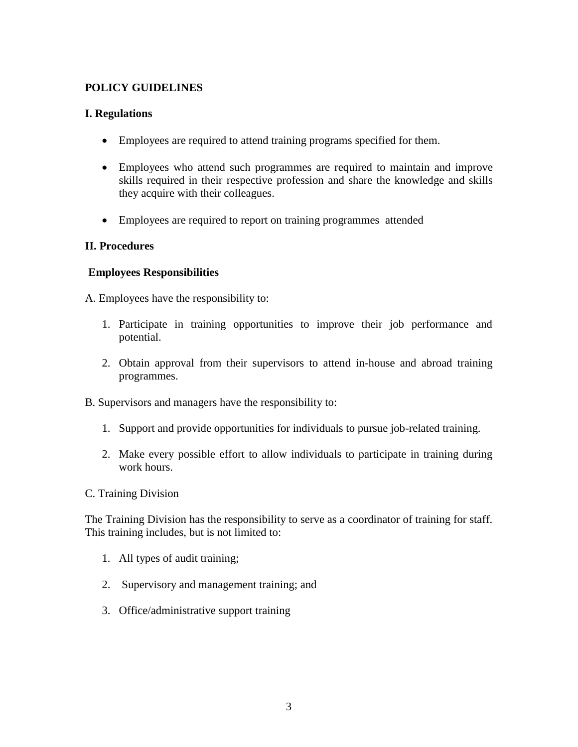**POLICY GUIDELINES**

**I. Regulations**

- Employees are required to attend training programs specified for them.
- Employees who attend such programmes are required to maintain and improve skills required in their respective profession and share the knowledge and skills they acquire with their colleagues.
- Employees are required to report on training programmes attended

**II. Procedures**

**Employees Responsibilities**

A. Employees have the responsibility to:

1. Participate in training opportunities to improve their job performance and potential.
2. Obtain approval from their supervisors to attend in-house and abroad training programmes.

B. Supervisors and managers have the responsibility to:

1. Support and provide opportunities for individuals to pursue job-related training.
2. Make every possible effort to allow individuals to participate in training during work hours.

C. Training Division

The Training Division has the responsibility to serve as a coordinator of training for staff. This training includes, but is not limited to:

1. All types of audit training;
2. Supervisory and management training; and
3. Office/administrative support training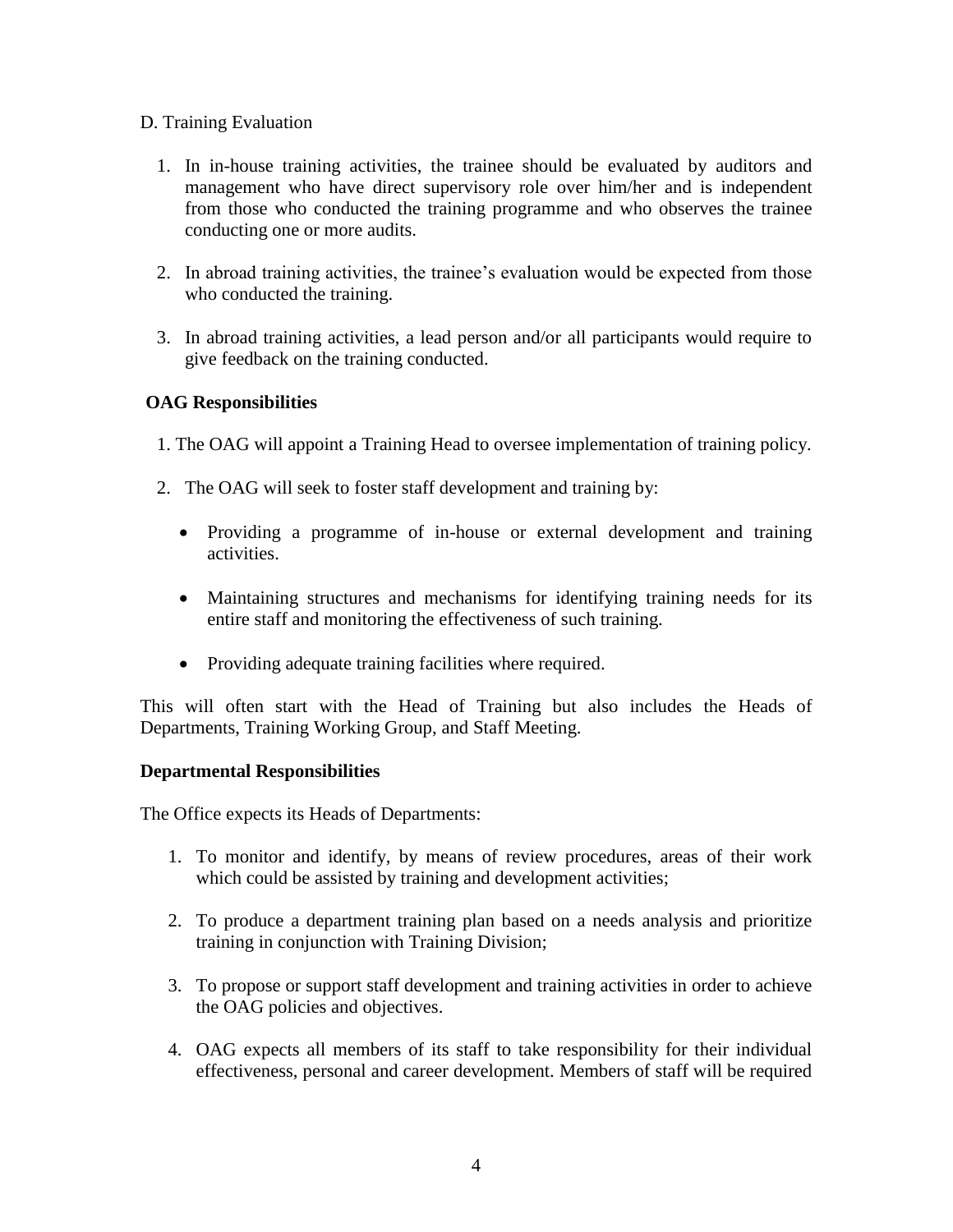D. Training Evaluation

1. In in-house training activities, the trainee should be evaluated by auditors and management who have direct supervisory role over him/her and is independent from those who conducted the training programme and who observes the trainee conducting one or more audits.

2. In abroad training activities, the trainee's evaluation would be expected from those who conducted the training.

3. In abroad training activities, a lead person and/or all participants would require to give feedback on the training conducted.

**OAG Responsibilities**

1. The OAG will appoint a Training Head to oversee implementation of training policy.

2. The OAG will seek to foster staff development and training by:

   - Providing a programme of in-house or external development and training activities.

   - Maintaining structures and mechanisms for identifying training needs for its entire staff and monitoring the effectiveness of such training.

   - Providing adequate training facilities where required.

This will often start with the Head of Training but also includes the Heads of Departments, Training Working Group, and Staff Meeting.

**Departmental Responsibilities**

The Office expects its Heads of Departments:

1. To monitor and identify, by means of review procedures, areas of their work which could be assisted by training and development activities;

2. To produce a department training plan based on a needs analysis and prioritize training in conjunction with Training Division;

3. To propose or support staff development and training activities in order to achieve the OAG policies and objectives.

4. OAG expects all members of its staff to take responsibility for their individual effectiveness, personal and career development. Members of staff will be required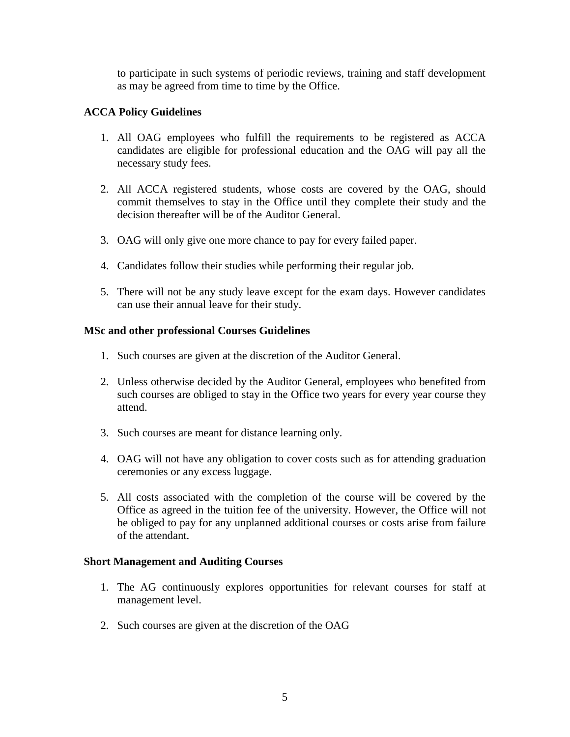to participate in such systems of periodic reviews, training and staff development as may be agreed from time to time by the Office.

### ACCA Policy Guidelines

1. All OAG employees who fulfill the requirements to be registered as ACCA candidates are eligible for professional education and the OAG will pay all the necessary study fees.

2. All ACCA registered students, whose costs are covered by the OAG, should commit themselves to stay in the Office until they complete their study and the decision thereafter will be of the Auditor General.

3. OAG will only give one more chance to pay for every failed paper.

4. Candidates follow their studies while performing their regular job.

5. There will not be any study leave except for the exam days. However candidates can use their annual leave for their study.

### MSc and other professional Courses Guidelines

1. Such courses are given at the discretion of the Auditor General.

2. Unless otherwise decided by the Auditor General, employees who benefited from such courses are obliged to stay in the Office two years for every year course they attend.

3. Such courses are meant for distance learning only.

4. OAG will not have any obligation to cover costs such as for attending graduation ceremonies or any excess luggage.

5. All costs associated with the completion of the course will be covered by the Office as agreed in the tuition fee of the university. However, the Office will not be obliged to pay for any unplanned additional courses or costs arise from failure of the attendant.

### Short Management and Auditing Courses

1. The AG continuously explores opportunities for relevant courses for staff at management level.

2. Such courses are given at the discretion of the OAG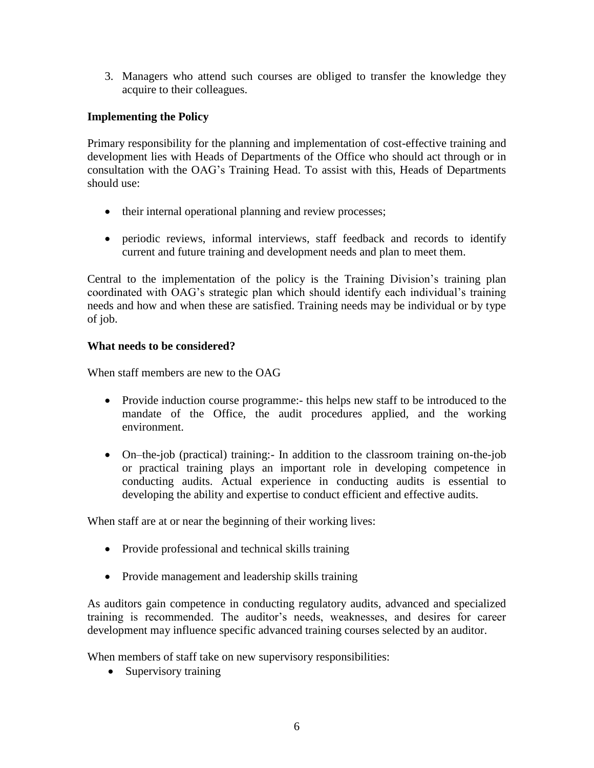3. Managers who attend such courses are obliged to transfer the knowledge they acquire to their colleagues.

**Implementing the Policy**

Primary responsibility for the planning and implementation of cost-effective training and development lies with Heads of Departments of the Office who should act through or in consultation with the OAG's Training Head. To assist with this, Heads of Departments should use:

- their internal operational planning and review processes;
- periodic reviews, informal interviews, staff feedback and records to identify current and future training and development needs and plan to meet them.

Central to the implementation of the policy is the Training Division's training plan coordinated with OAG's strategic plan which should identify each individual's training needs and how and when these are satisfied. Training needs may be individual or by type of job.

**What needs to be considered?**

When staff members are new to the OAG

- Provide induction course programme:- this helps new staff to be introduced to the mandate of the Office, the audit procedures applied, and the working environment.
- On–the-job (practical) training:- In addition to the classroom training on-the-job or practical training plays an important role in developing competence in conducting audits. Actual experience in conducting audits is essential to developing the ability and expertise to conduct efficient and effective audits.

When staff are at or near the beginning of their working lives:

- Provide professional and technical skills training
- Provide management and leadership skills training

As auditors gain competence in conducting regulatory audits, advanced and specialized training is recommended. The auditor's needs, weaknesses, and desires for career development may influence specific advanced training courses selected by an auditor.

When members of staff take on new supervisory responsibilities:

- Supervisory training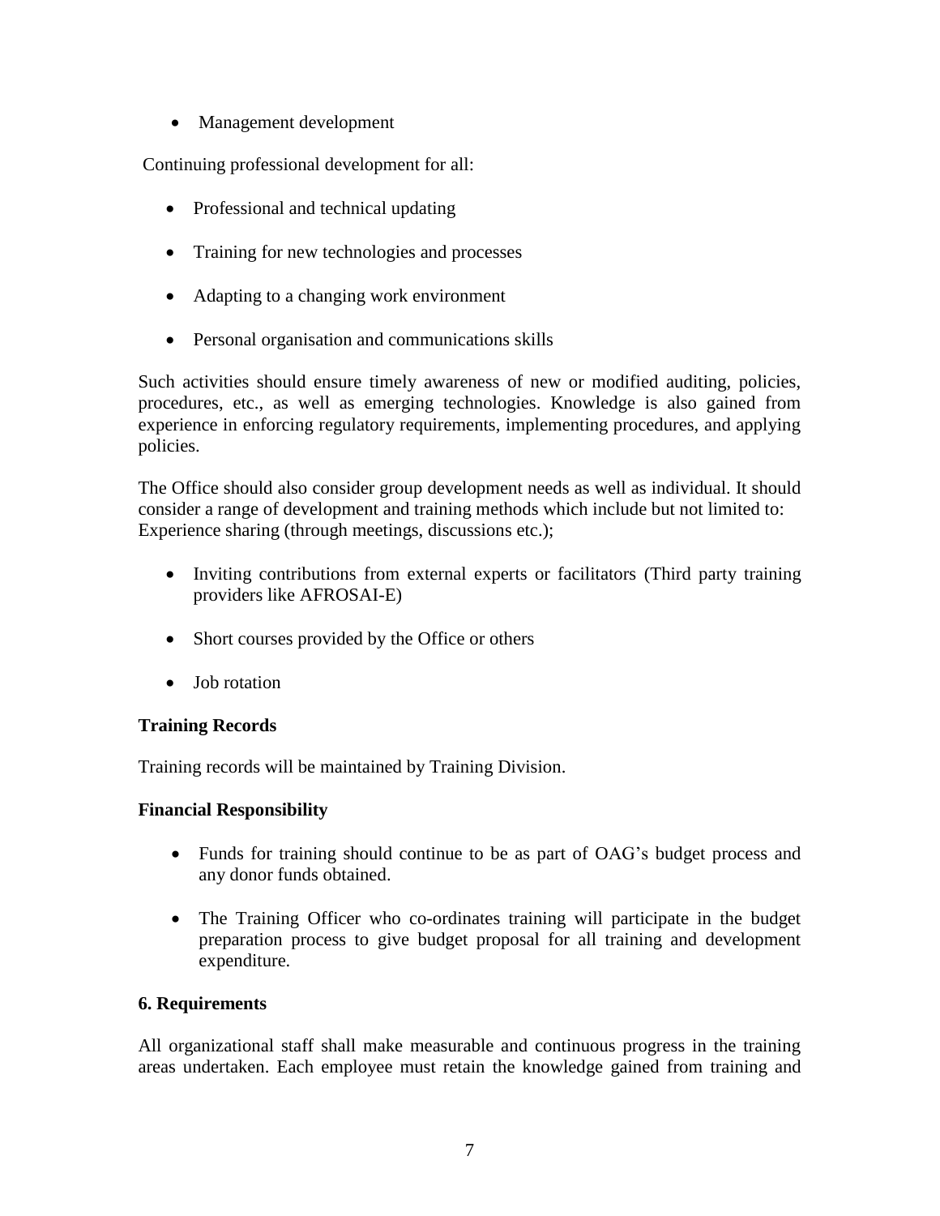- Management development

Continuing professional development for all:

- Professional and technical updating
- Training for new technologies and processes
- Adapting to a changing work environment
- Personal organisation and communications skills

Such activities should ensure timely awareness of new or modified auditing, policies, procedures, etc., as well as emerging technologies. Knowledge is also gained from experience in enforcing regulatory requirements, implementing procedures, and applying policies.

The Office should also consider group development needs as well as individual. It should consider a range of development and training methods which include but not limited to: Experience sharing (through meetings, discussions etc.);

- Inviting contributions from external experts or facilitators (Third party training providers like AFROSAI-E)
- Short courses provided by the Office or others
- Job rotation

**Training Records**

Training records will be maintained by Training Division.

**Financial Responsibility**

- Funds for training should continue to be as part of OAG's budget process and any donor funds obtained.
- The Training Officer who co-ordinates training will participate in the budget preparation process to give budget proposal for all training and development expenditure.

**6. Requirements**

All organizational staff shall make measurable and continuous progress in the training areas undertaken. Each employee must retain the knowledge gained from training and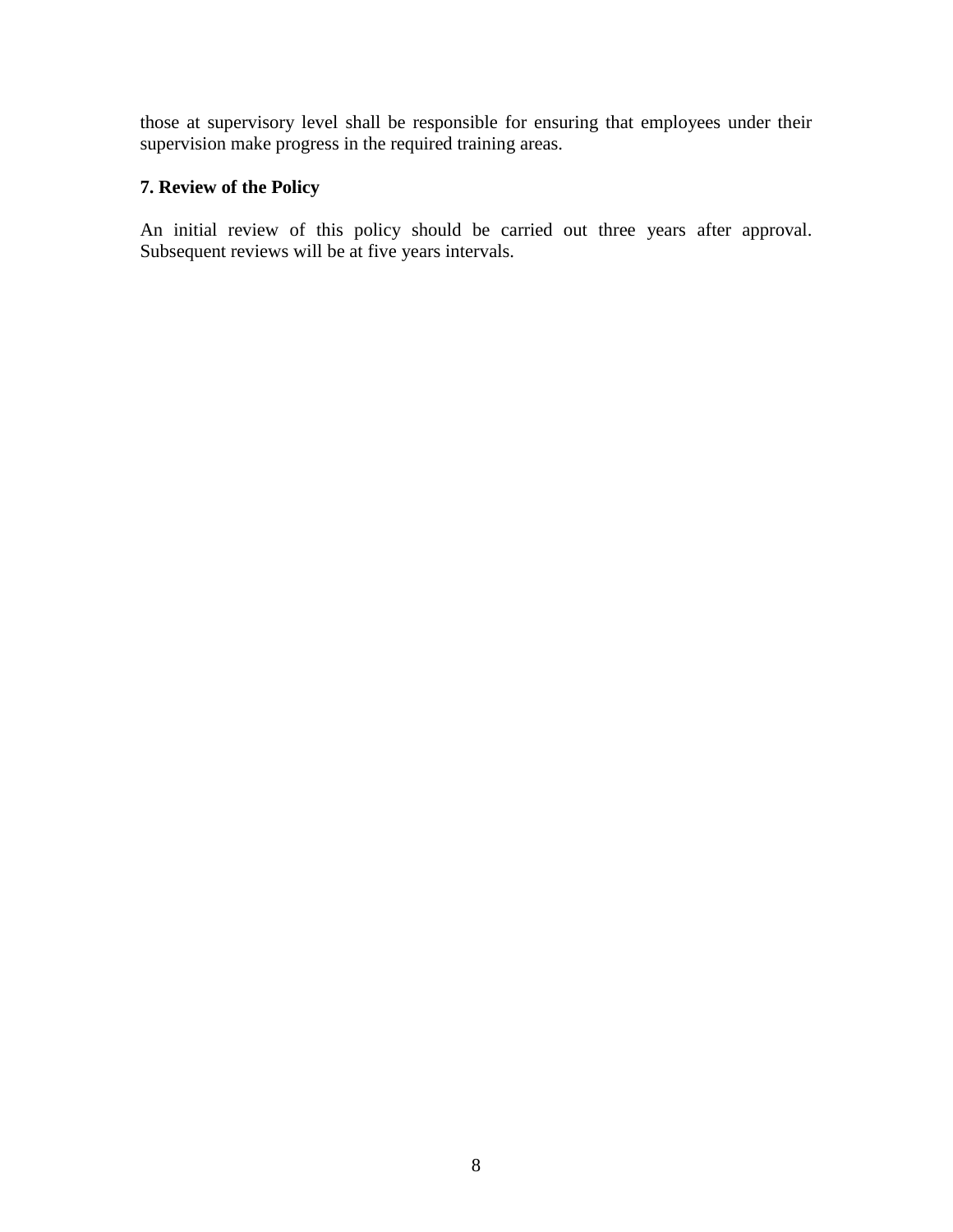those at supervisory level shall be responsible for ensuring that employees under their supervision make progress in the required training areas.

**7. Review of the Policy**

An initial review of this policy should be carried out three years after approval. Subsequent reviews will be at five years intervals.